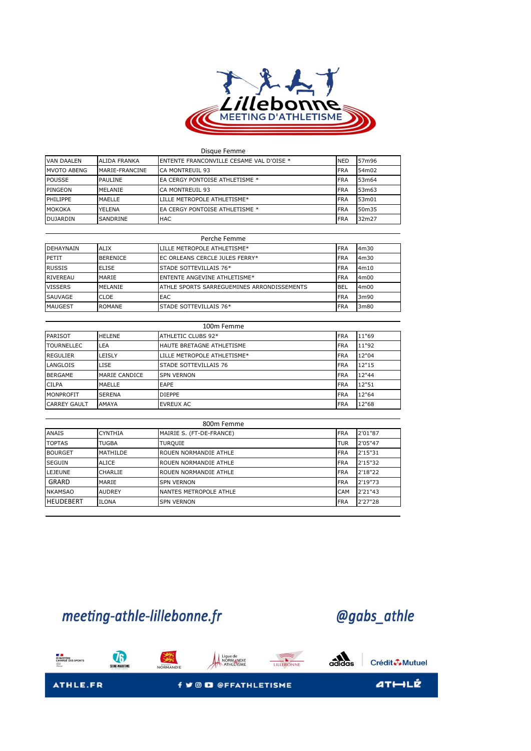# Lillebonne MEETING D'ATHLETISME

## Disque Femme

| | | | | |
|---|---|---|---|---|
| VAN DAALEN | ALIDA FRANKA | ENTENTE FRANCONVILLE CESAME VAL D'OISE * | NED | 57m96 |
| MVOTO ABENG | MARIE-FRANCINE | CA MONTREUIL 93 | FRA | 54m02 |
| POUSSE | PAULINE | EA CERGY PONTOISE ATHLETISME * | FRA | 53m64 |
| PINGEON | MELANIE | CA MONTREUIL 93 | FRA | 53m63 |
| PHILIPPE | MAELLE | LILLE METROPOLE ATHLETISME* | FRA | 53m01 |
| MOKOKA | YELENA | EA CERGY PONTOISE ATHLETISME * | FRA | 50m35 |
| DUJARDIN | SANDRINE | HAC | FRA | 32m27 |

## Perche Femme

| | | | | |
|---|---|---|---|---|
| DEHAYNAIN | ALIX | LILLE METROPOLE ATHLETISME* | FRA | 4m30 |
| PETIT | BERENICE | EC ORLEANS CERCLE JULES FERRY* | FRA | 4m30 |
| RUSSIS | ELISE | STADE SOTTEVILLAIS 76* | FRA | 4m10 |
| RIVEREAU | MARIE | ENTENTE ANGEVINE ATHLETISME* | FRA | 4m00 |
| VISSERS | MELANIE | ATHLE SPORTS SARREGUEMINES ARRONDISSEMENTS | BEL | 4m00 |
| SAUVAGE | CLOE | EAC | FRA | 3m90 |
| MAUGEST | ROMANE | STADE SOTTEVILLAIS 76* | FRA | 3m80 |

## 100m Femme

| | | | | |
|---|---|---|---|---|
| PARISOT | HELENE | ATHLETIC CLUBS 92* | FRA | 11"69 |
| TOURNELLEC | LEA | HAUTE BRETAGNE ATHLETISME | FRA | 11"92 |
| REGULIER | LEISLY | LILLE METROPOLE ATHLETISME* | FRA | 12"04 |
| LANGLOIS | LISE | STADE SOTTEVILLAIS 76 | FRA | 12"15 |
| BERGAME | MARIE CANDICE | SPN VERNON | FRA | 12"44 |
| CILPA | MAELLE | EAPE | FRA | 12"51 |
| MONPROFIT | SERENA | DIEPPE | FRA | 12"64 |
| CARREY GAULT | AMAYA | EVREUX AC | FRA | 12"68 |

## 800m Femme

| | | | | |
|---|---|---|---|---|
| ANAIS | CYNTHIA | MAIRIE S. (FT-DE-FRANCE) | FRA | 2'01"87 |
| TOPTAS | TUGBA | TURQUIE | TUR | 2'05"47 |
| BOURGET | MATHILDE | ROUEN NORMANDIE ATHLE | FRA | 2'15"31 |
| SEGUIN | ALICE | ROUEN NORMANDIE ATHLE | FRA | 2'15"32 |
| LEJEUNE | CHARLIE | ROUEN NORMANDIE ATHLE | FRA | 2'18"22 |
| GRARD | MARIE | SPN VERNON | FRA | 2'19"73 |
| NKAMSAO | AUDREY | NANTES METROPOLE ATHLE | CAM | 2'21"43 |
| HEUDEBERT | ILONA | SPN VERNON | FRA | 2'27"28 |

meeting-athle-lillebonne.fr

@gabs_athle

ATHLE.FR — @FFATHLETISME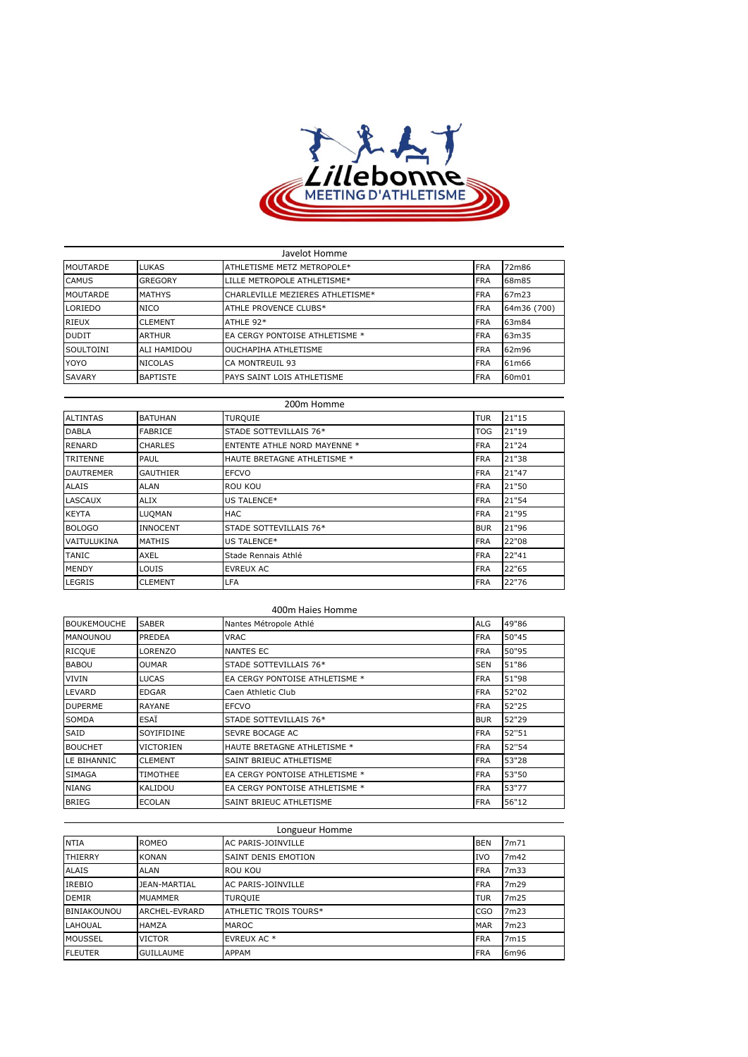Lillebonne
MEETING D'ATHLETISME

## Javelot Homme

| | | | | |
|---|---|---|---|---|
| MOUTARDE | LUKAS | ATHLETISME METZ METROPOLE* | FRA | 72m86 |
| CAMUS | GREGORY | LILLE METROPOLE ATHLETISME* | FRA | 68m85 |
| MOUTARDE | MATHYS | CHARLEVILLE MEZIERES ATHLETISME* | FRA | 67m23 |
| LORIEDO | NICO | ATHLE PROVENCE CLUBS* | FRA | 64m36 (700) |
| RIEUX | CLEMENT | ATHLE 92* | FRA | 63m84 |
| DUDIT | ARTHUR | EA CERGY PONTOISE ATHLETISME * | FRA | 63m35 |
| SOULTOINI | ALI HAMIDOU | OUCHAPIHA ATHLETISME | FRA | 62m96 |
| YOYO | NICOLAS | CA MONTREUIL 93 | FRA | 61m66 |
| SAVARY | BAPTISTE | PAYS SAINT LOIS ATHLETISME | FRA | 60m01 |

## 200m Homme

| | | | | |
|---|---|---|---|---|
| ALTINTAS | BATUHAN | TURQUIE | TUR | 21"15 |
| DABLA | FABRICE | STADE SOTTEVILLAIS 76* | TOG | 21"19 |
| RENARD | CHARLES | ENTENTE ATHLE NORD MAYENNE * | FRA | 21"24 |
| TRITENNE | PAUL | HAUTE BRETAGNE ATHLETISME * | FRA | 21"38 |
| DAUTREMER | GAUTHIER | EFCVO | FRA | 21"47 |
| ALAIS | ALAN | ROU KOU | FRA | 21"50 |
| LASCAUX | ALIX | US TALENCE* | FRA | 21"54 |
| KEYTA | LUQMAN | HAC | FRA | 21"95 |
| BOLOGO | INNOCENT | STADE SOTTEVILLAIS 76* | BUR | 21"96 |
| VAITULUKINA | MATHIS | US TALENCE* | FRA | 22"08 |
| TANIC | AXEL | Stade Rennais Athlé | FRA | 22"41 |
| MENDY | LOUIS | EVREUX AC | FRA | 22"65 |
| LEGRIS | CLEMENT | LFA | FRA | 22"76 |

## 400m Haies Homme

| | | | | |
|---|---|---|---|---|
| BOUKEMOUCHE | SABER | Nantes Métropole Athlé | ALG | 49"86 |
| MANOUNOU | PREDEA | VRAC | FRA | 50"45 |
| RICQUE | LORENZO | NANTES EC | FRA | 50"95 |
| BABOU | OUMAR | STADE SOTTEVILLAIS 76* | SEN | 51"86 |
| VIVIN | LUCAS | EA CERGY PONTOISE ATHLETISME * | FRA | 51"98 |
| LEVARD | EDGAR | Caen Athletic Club | FRA | 52"02 |
| DUPERME | RAYANE | EFCVO | FRA | 52"25 |
| SOMDA | ESAÏ | STADE SOTTEVILLAIS 76* | BUR | 52"29 |
| SAID | SOYIFIDINE | SEVRE BOCAGE AC | FRA | 52"51 |
| BOUCHET | VICTORIEN | HAUTE BRETAGNE ATHLETISME * | FRA | 52"54 |
| LE BIHANNIC | CLEMENT | SAINT BRIEUC ATHLETISME | FRA | 53"28 |
| SIMAGA | TIMOTHEE | EA CERGY PONTOISE ATHLETISME * | FRA | 53"50 |
| NIANG | KALIDOU | EA CERGY PONTOISE ATHLETISME * | FRA | 53"77 |
| BRIEG | ECOLAN | SAINT BRIEUC ATHLETISME | FRA | 56"12 |

## Longueur Homme

| | | | | |
|---|---|---|---|---|
| NTIA | ROMEO | AC PARIS-JOINVILLE | BEN | 7m71 |
| THIERRY | KONAN | SAINT DENIS EMOTION | IVO | 7m42 |
| ALAIS | ALAN | ROU KOU | FRA | 7m33 |
| IREBIO | JEAN-MARTIAL | AC PARIS-JOINVILLE | FRA | 7m29 |
| DEMIR | MUAMMER | TURQUIE | TUR | 7m25 |
| BINIAKOUNOU | ARCHEL-EVRARD | ATHLETIC TROIS TOURS* | CGO | 7m23 |
| LAHOUAL | HAMZA | MAROC | MAR | 7m23 |
| MOUSSEL | VICTOR | EVREUX AC * | FRA | 7m15 |
| FLEUTER | GUILLAUME | APPAM | FRA | 6m96 |